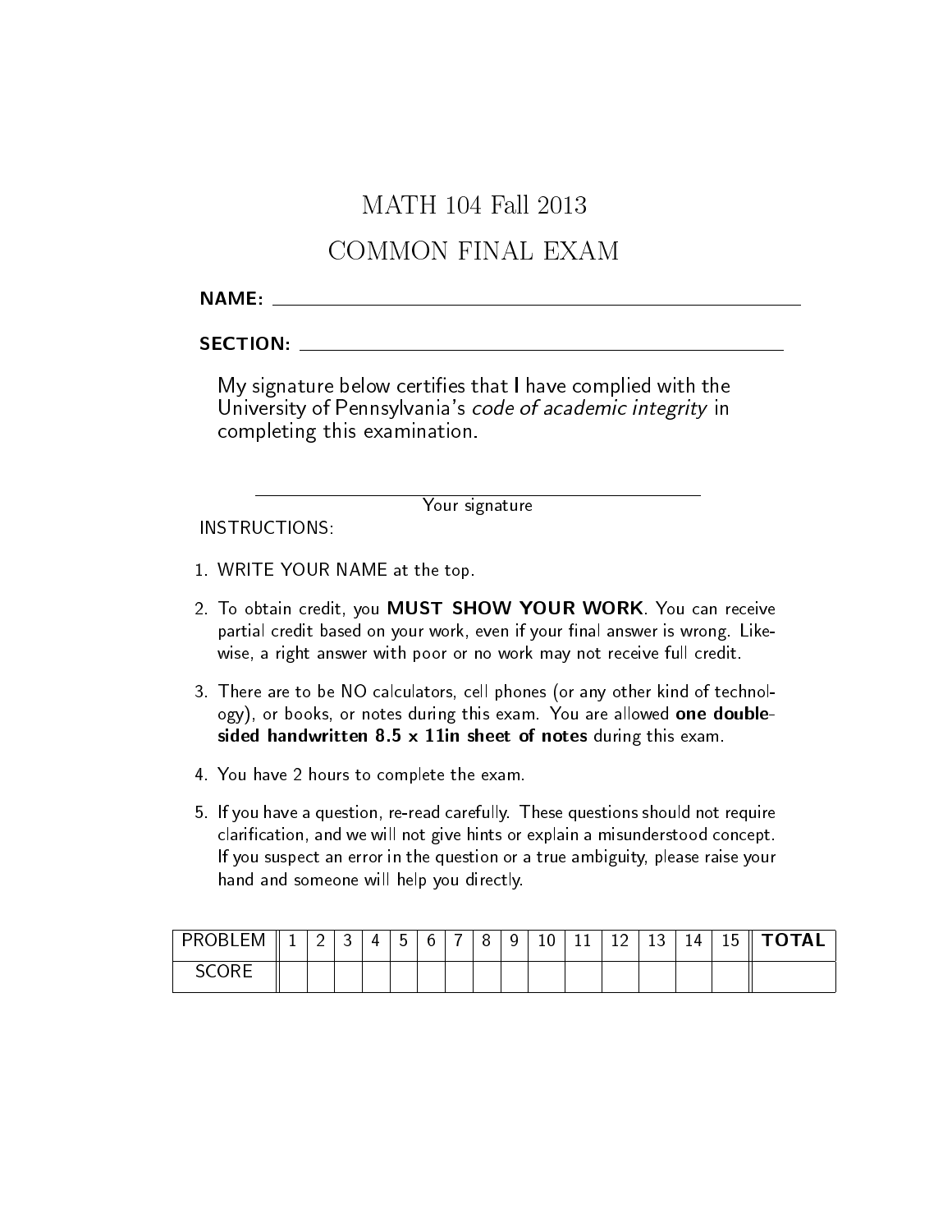# MATH 104 Fall 2013

## COMMON FINAL EXAM

**NAME:** ______________________________

**SECTION:** ______________________________

My signature below certifies that I have complied with the University of Pennsylvania's *code of academic integrity* in completing this examination.

______________________________
Your signature

INSTRUCTIONS:

1. WRITE YOUR NAME at the top.
2. To obtain credit, you **MUST SHOW YOUR WORK**. You can receive partial credit based on your work, even if your final answer is wrong. Likewise, a right answer with poor or no work may not receive full credit.
3. There are to be NO calculators, cell phones (or any other kind of technology), or books, or notes during this exam. You are allowed **one double-sided handwritten 8.5 x 11in sheet of notes** during this exam.
4. You have 2 hours to complete the exam.
5. If you have a question, re-read carefully. These questions should not require clarification, and we will not give hints or explain a misunderstood concept. If you suspect an error in the question or a true ambiguity, please raise your hand and someone will help you directly.

| PROBLEM | 1 | 2 | 3 | 4 | 5 | 6 | 7 | 8 | 9 | 10 | 11 | 12 | 13 | 14 | 15 | **TOTAL** |
|---|---|---|---|---|---|---|---|---|---|---|---|---|---|---|---|---|
| SCORE | | | | | | | | | | | | | | | | |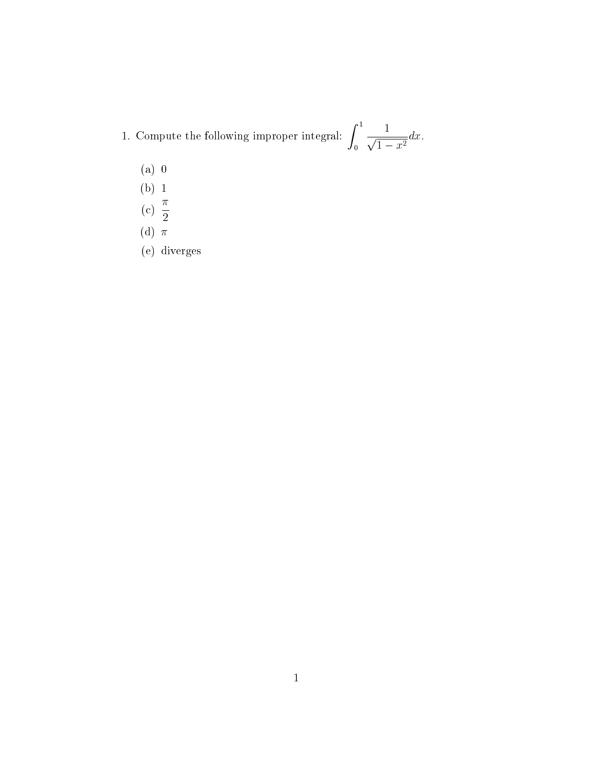1. Compute the following improper integral: $\int_0^1 \frac{1}{\sqrt{1-x^2}} dx$.

   (a) $0$

   (b) $1$

   (c) $\frac{\pi}{2}$

   (d) $\pi$

   (e) diverges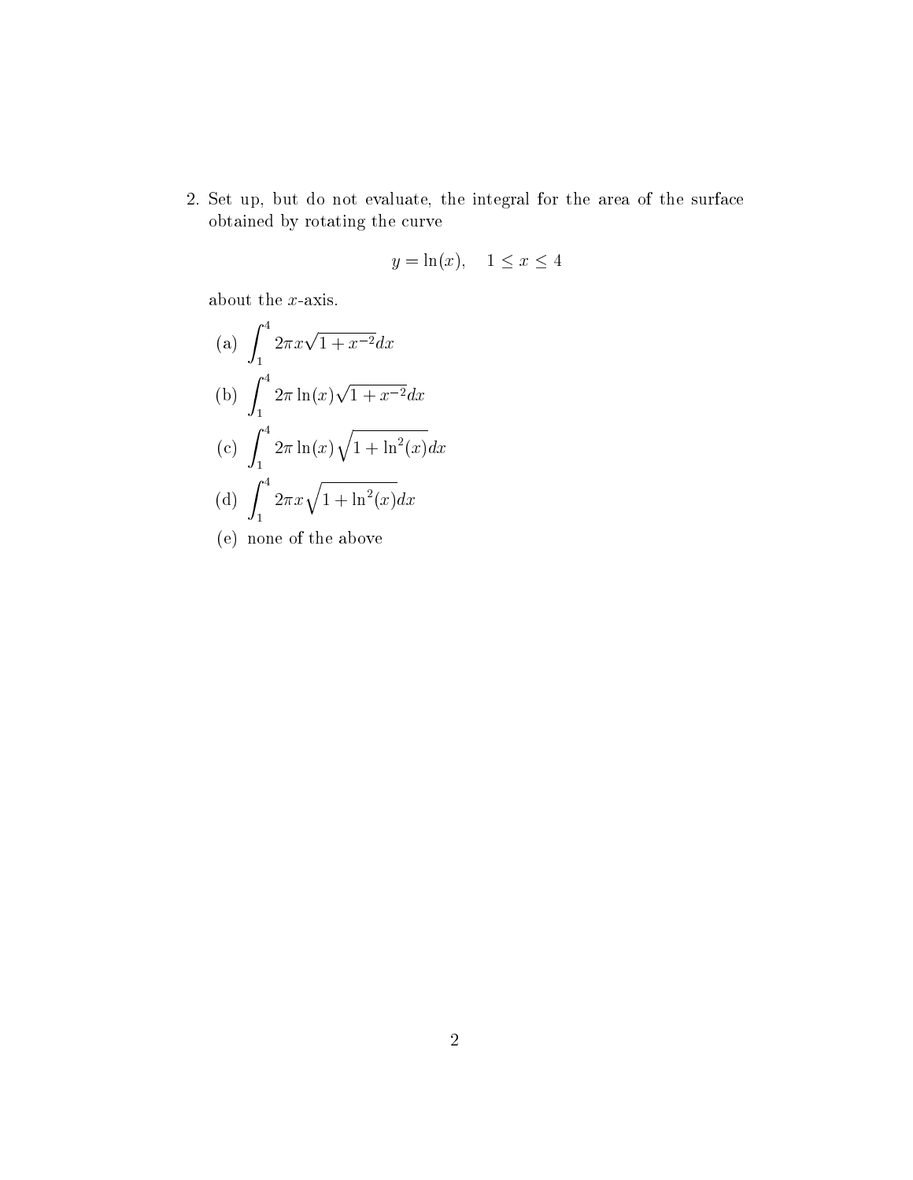2. Set up, but do not evaluate, the integral for the area of the surface obtained by rotating the curve

$$y = \ln(x), \quad 1 \leq x \leq 4$$

about the $x$-axis.

(a) $\displaystyle\int_1^4 2\pi x\sqrt{1 + x^{-2}}dx$

(b) $\displaystyle\int_1^4 2\pi \ln(x)\sqrt{1 + x^{-2}}dx$

(c) $\displaystyle\int_1^4 2\pi \ln(x)\sqrt{1 + \ln^2(x)}dx$

(d) $\displaystyle\int_1^4 2\pi x\sqrt{1 + \ln^2(x)}dx$

(e) none of the above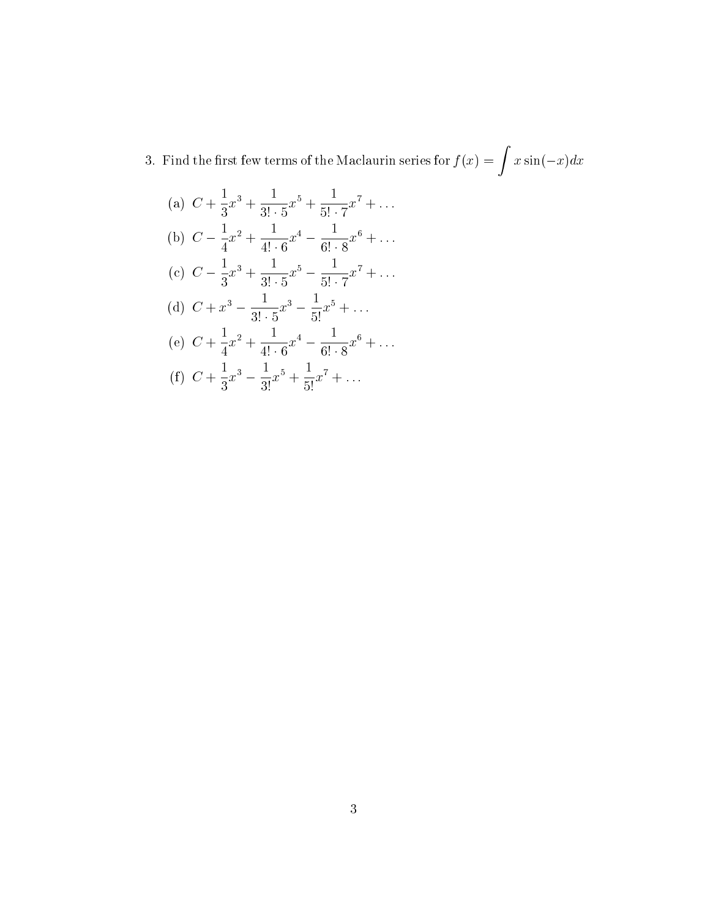3. Find the first few terms of the Maclaurin series for $f(x) = \int x \sin(-x)dx$

(a) $C + \frac{1}{3}x^3 + \frac{1}{3! \cdot 5}x^5 + \frac{1}{5! \cdot 7}x^7 + \ldots$

(b) $C - \frac{1}{4}x^2 + \frac{1}{4! \cdot 6}x^4 - \frac{1}{6! \cdot 8}x^6 + \ldots$

(c) $C - \frac{1}{3}x^3 + \frac{1}{3! \cdot 5}x^5 - \frac{1}{5! \cdot 7}x^7 + \ldots$

(d) $C + x^3 - \frac{1}{3! \cdot 5}x^3 - \frac{1}{5!}x^5 + \ldots$

(e) $C + \frac{1}{4}x^2 + \frac{1}{4! \cdot 6}x^4 - \frac{1}{6! \cdot 8}x^6 + \ldots$

(f) $C + \frac{1}{3}x^3 - \frac{1}{3!}x^5 + \frac{1}{5!}x^7 + \ldots$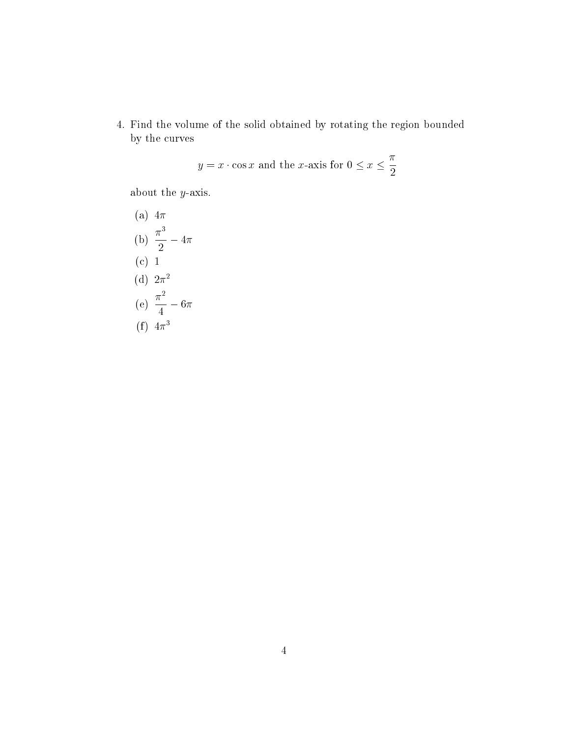4. Find the volume of the solid obtained by rotating the region bounded by the curves

$$y = x \cdot \cos x \text{ and the } x\text{-axis for } 0 \leq x \leq \frac{\pi}{2}$$

about the $y$-axis.

(a) $4\pi$

(b) $\dfrac{\pi^3}{2} - 4\pi$

(c) 1

(d) $2\pi^2$

(e) $\dfrac{\pi^2}{4} - 6\pi$

(f) $4\pi^3$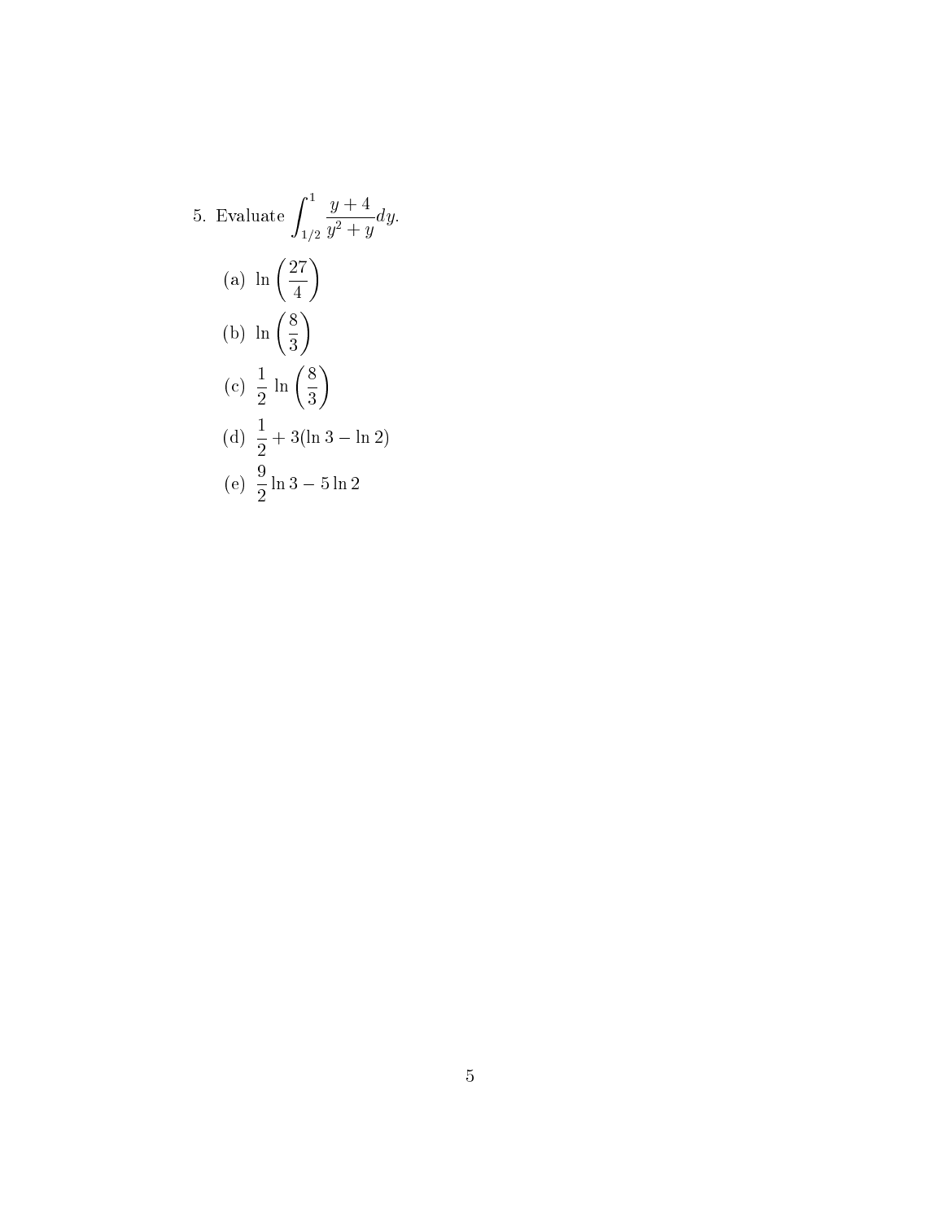5. Evaluate $\displaystyle\int_{1/2}^{1} \frac{y+4}{y^2+y} dy$.

   (a) $\ln\left(\dfrac{27}{4}\right)$

   (b) $\ln\left(\dfrac{8}{3}\right)$

   (c) $\dfrac{1}{2}\ln\left(\dfrac{8}{3}\right)$

   (d) $\dfrac{1}{2} + 3(\ln 3 - \ln 2)$

   (e) $\dfrac{9}{2}\ln 3 - 5\ln 2$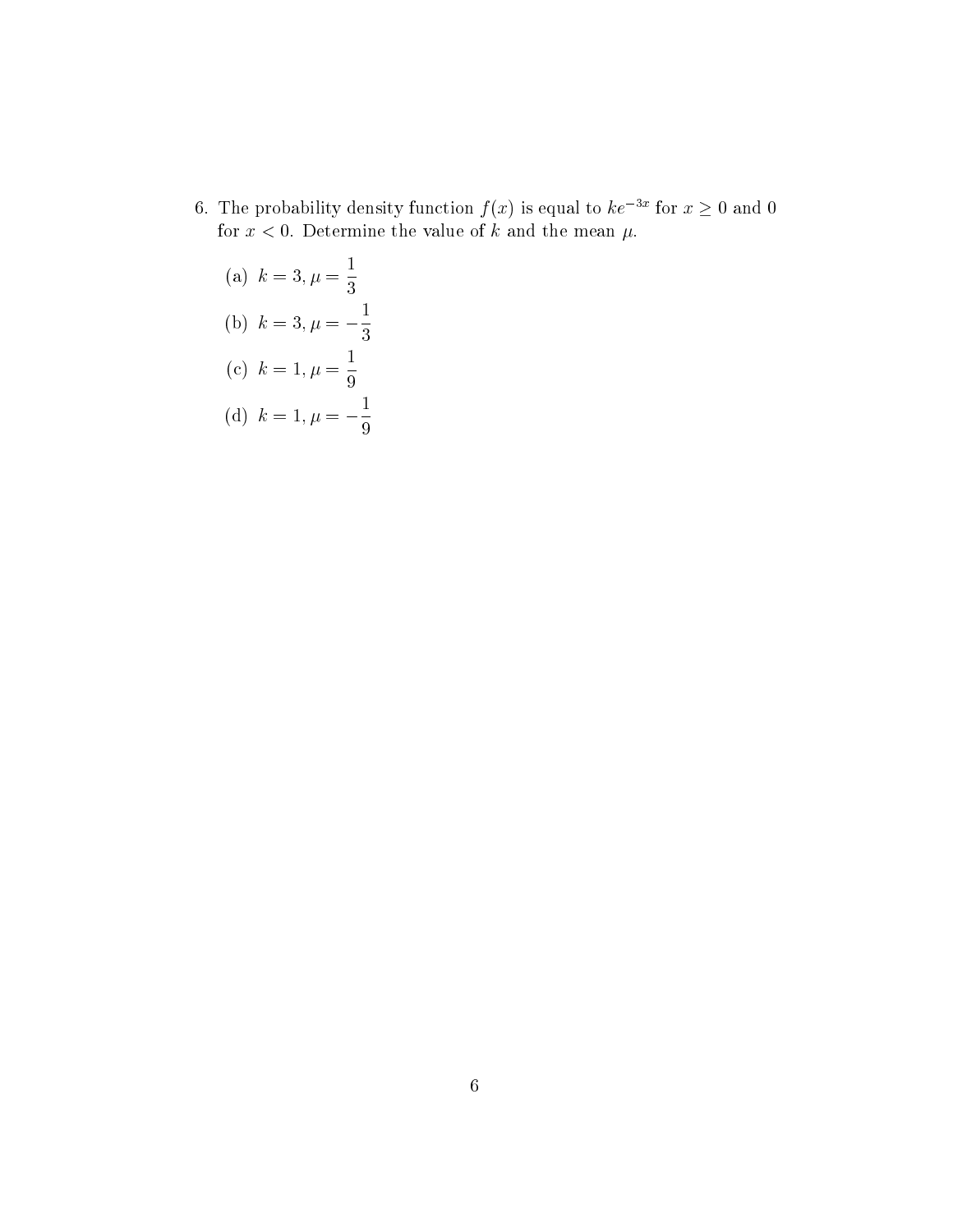6. The probability density function $f(x)$ is equal to $ke^{-3x}$ for $x \geq 0$ and 0 for $x < 0$. Determine the value of $k$ and the mean $\mu$.

   (a) $k = 3, \mu = \dfrac{1}{3}$

   (b) $k = 3, \mu = -\dfrac{1}{3}$

   (c) $k = 1, \mu = \dfrac{1}{9}$

   (d) $k = 1, \mu = -\dfrac{1}{9}$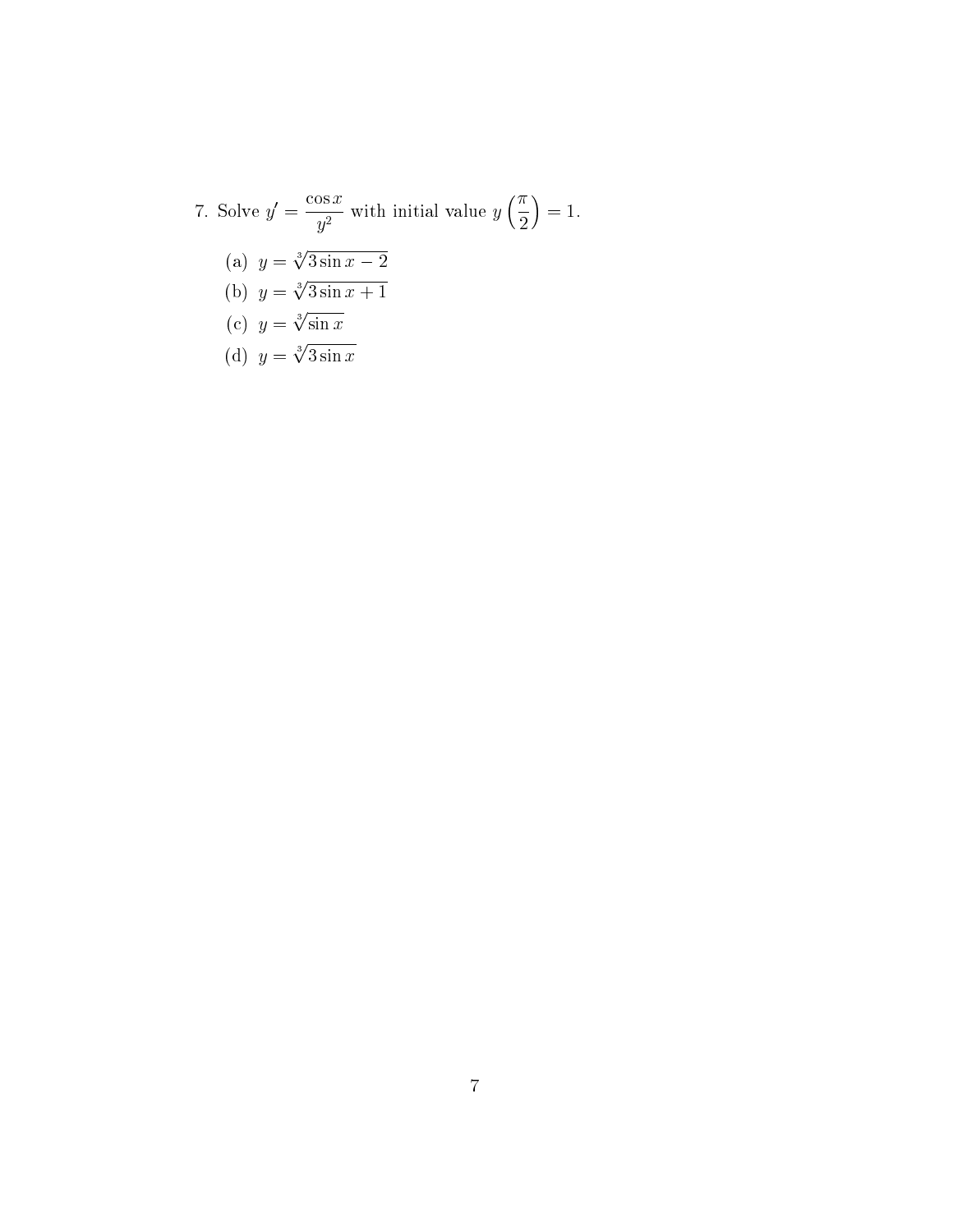7. Solve $y' = \dfrac{\cos x}{y^2}$ with initial value $y\left(\dfrac{\pi}{2}\right) = 1$.

   (a) $y = \sqrt[3]{3\sin x - 2}$

   (b) $y = \sqrt[3]{3\sin x + 1}$

   (c) $y = \sqrt[3]{\sin x}$

   (d) $y = \sqrt[3]{3\sin x}$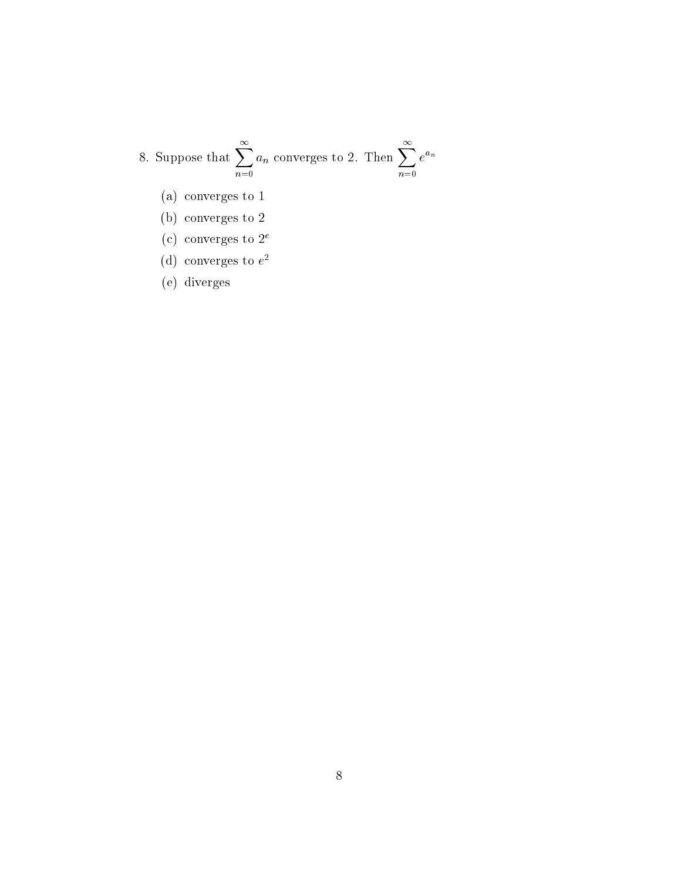8. Suppose that $\sum_{n=0}^{\infty} a_n$ converges to 2. Then $\sum_{n=0}^{\infty} e^{a_n}$

   (a) converges to 1

   (b) converges to 2

   (c) converges to $2^e$

   (d) converges to $e^2$

   (e) diverges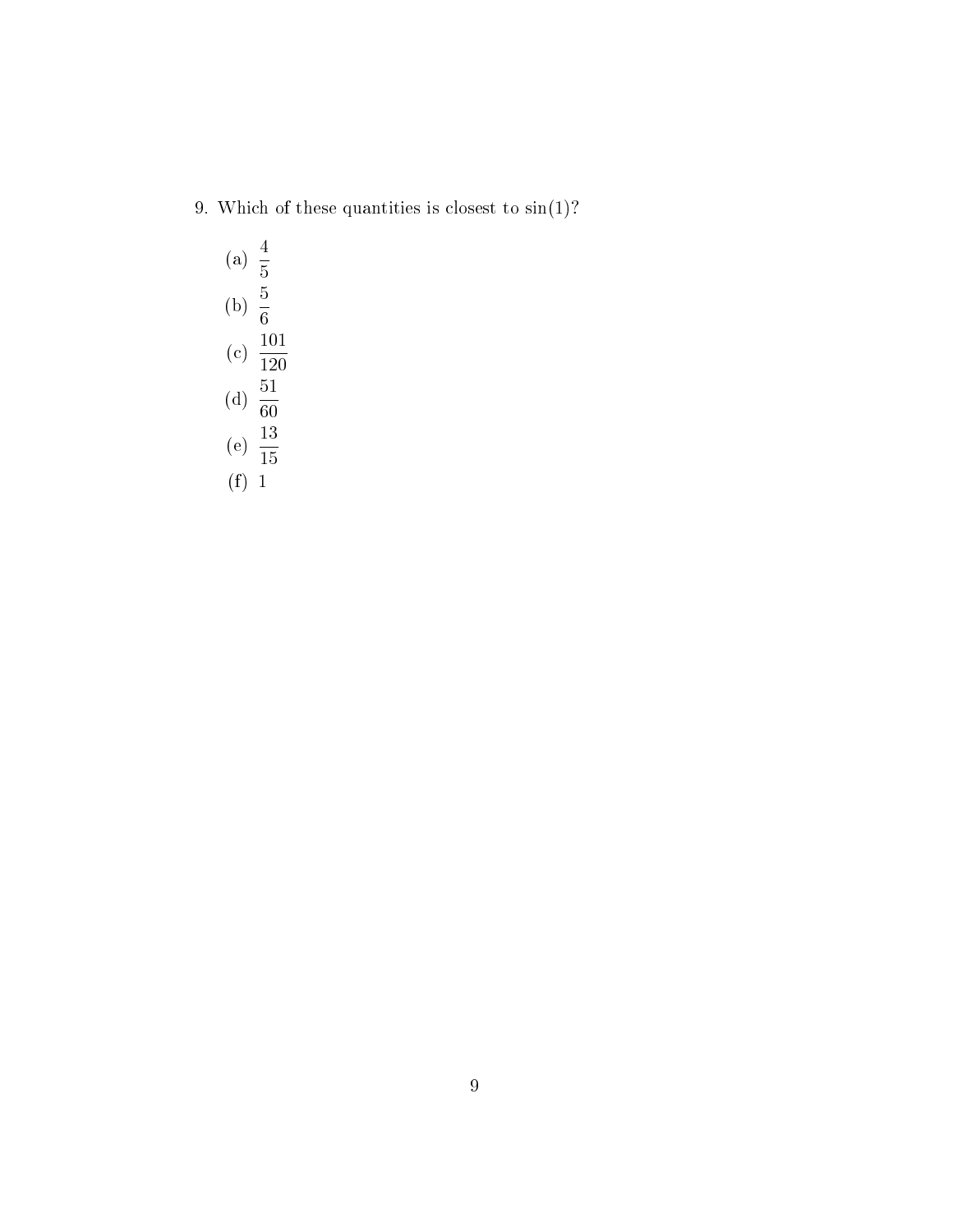9. Which of these quantities is closest to $\sin(1)$?

   (a) $\dfrac{4}{5}$

   (b) $\dfrac{5}{6}$

   (c) $\dfrac{101}{120}$

   (d) $\dfrac{51}{60}$

   (e) $\dfrac{13}{15}$

   (f) 1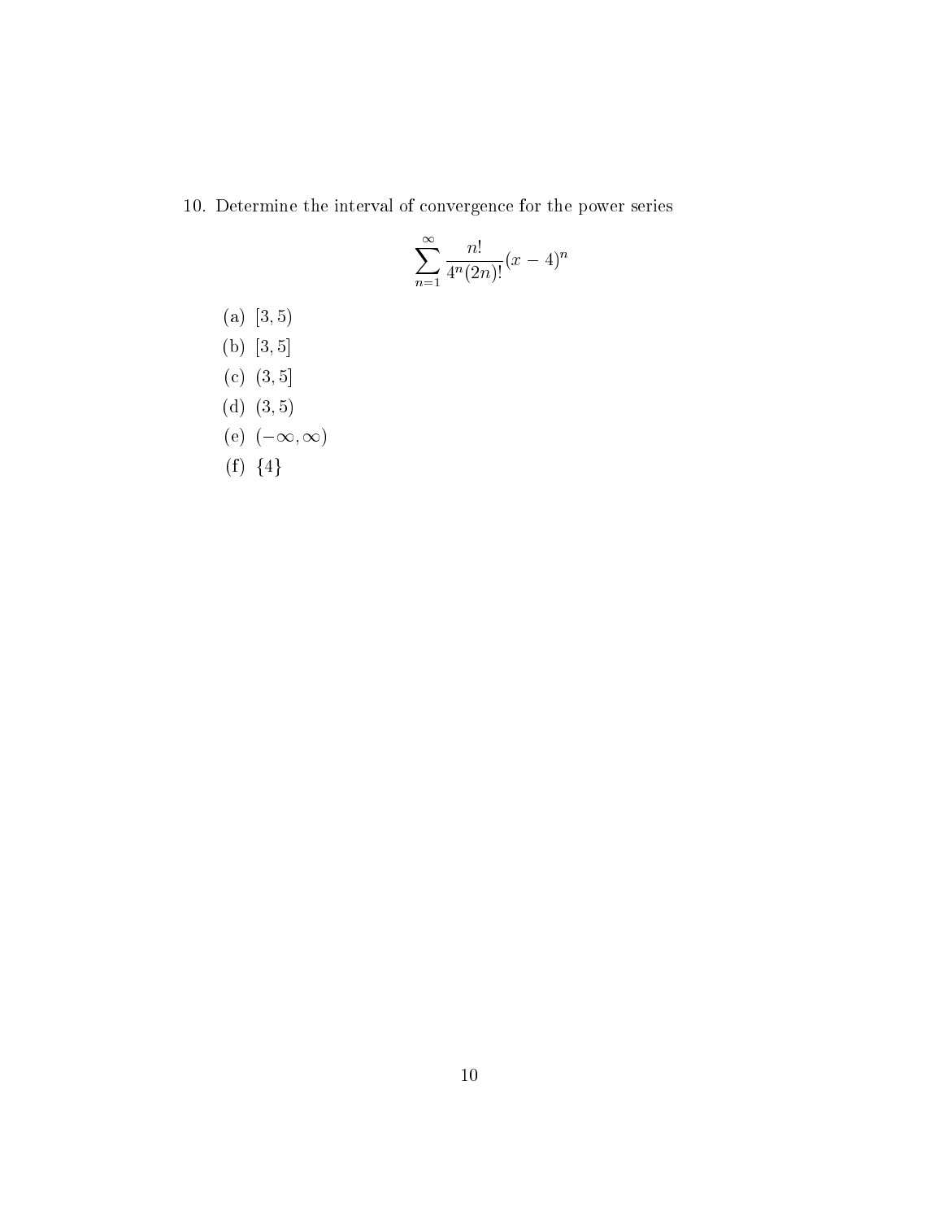10. Determine the interval of convergence for the power series

$$\sum_{n=1}^{\infty} \frac{n!}{4^n (2n)!}(x-4)^n$$

(a) $[3, 5)$

(b) $[3, 5]$

(c) $(3, 5]$

(d) $(3, 5)$

(e) $(-\infty, \infty)$

(f) $\{4\}$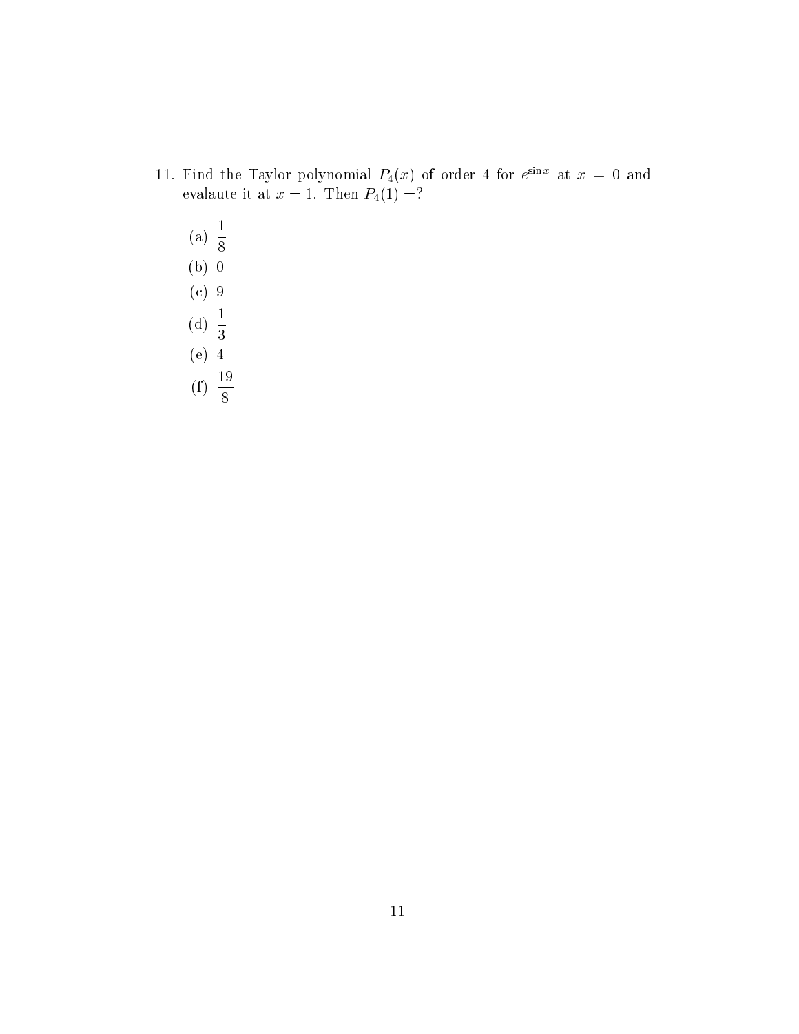11. Find the Taylor polynomial $P_4(x)$ of order 4 for $e^{\sin x}$ at $x = 0$ and evalaute it at $x = 1$. Then $P_4(1) = ?$

    (a) $\frac{1}{8}$

    (b) 0

    (c) 9

    (d) $\frac{1}{3}$

    (e) 4

    (f) $\frac{19}{8}$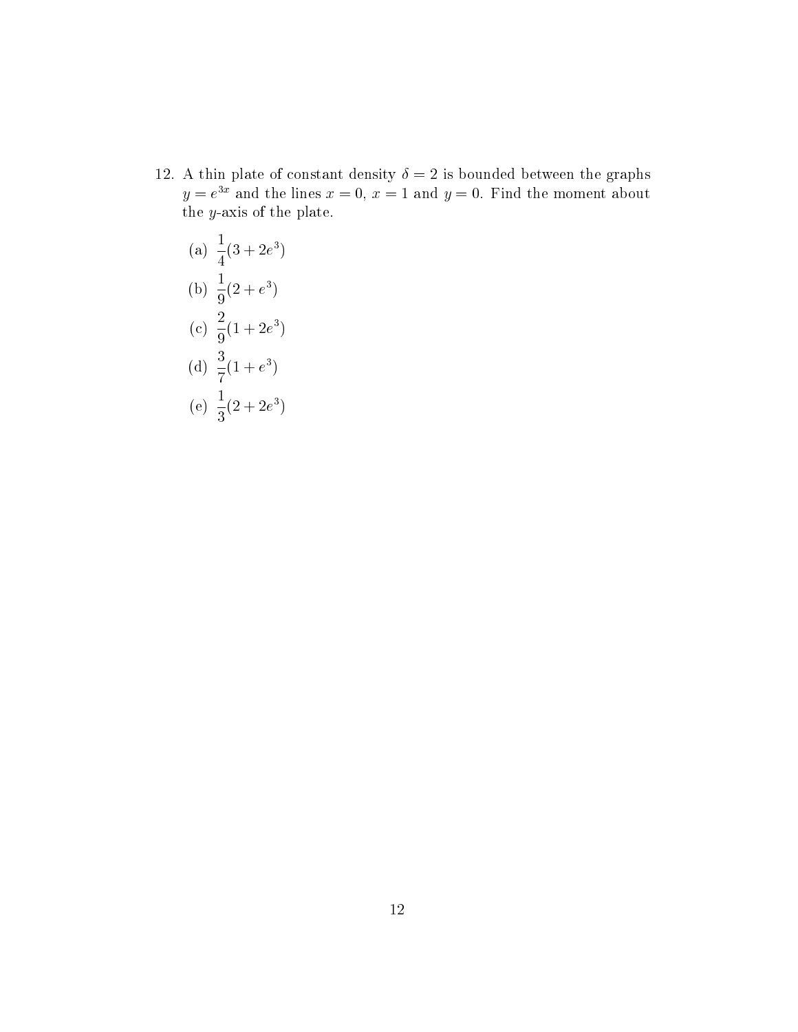12. A thin plate of constant density $\delta = 2$ is bounded between the graphs $y = e^{3x}$ and the lines $x = 0$, $x = 1$ and $y = 0$. Find the moment about the $y$-axis of the plate.

    (a) $\frac{1}{4}(3 + 2e^3)$

    (b) $\frac{1}{9}(2 + e^3)$

    (c) $\frac{2}{9}(1 + 2e^3)$

    (d) $\frac{3}{7}(1 + e^3)$

    (e) $\frac{1}{3}(2 + 2e^3)$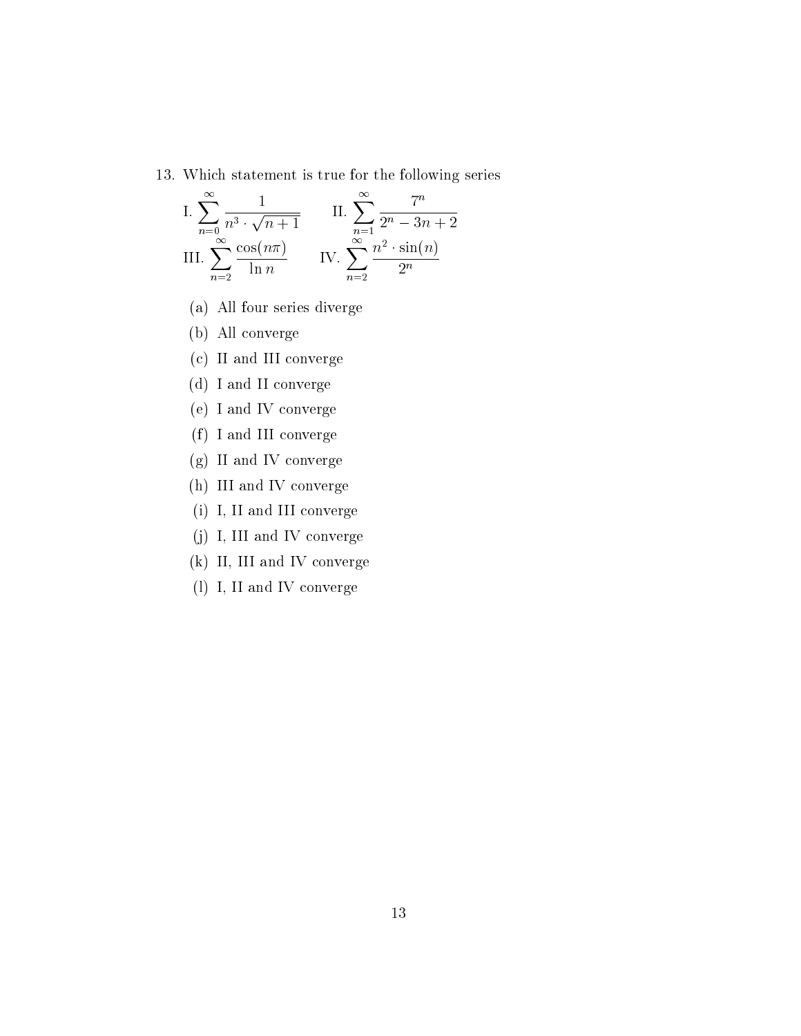13. Which statement is true for the following series

I. $\displaystyle\sum_{n=0}^{\infty} \frac{1}{n^3 \cdot \sqrt{n+1}}$ II. $\displaystyle\sum_{n=1}^{\infty} \frac{7^n}{2^n - 3n + 2}$

III. $\displaystyle\sum_{n=2}^{\infty} \frac{\cos(n\pi)}{\ln n}$ IV. $\displaystyle\sum_{n=2}^{\infty} \frac{n^2 \cdot \sin(n)}{2^n}$

(a) All four series diverge

(b) All converge

(c) II and III converge

(d) I and II converge

(e) I and IV converge

(f) I and III converge

(g) II and IV converge

(h) III and IV converge

(i) I, II and III converge

(j) I, III and IV converge

(k) II, III and IV converge

(l) I, II and IV converge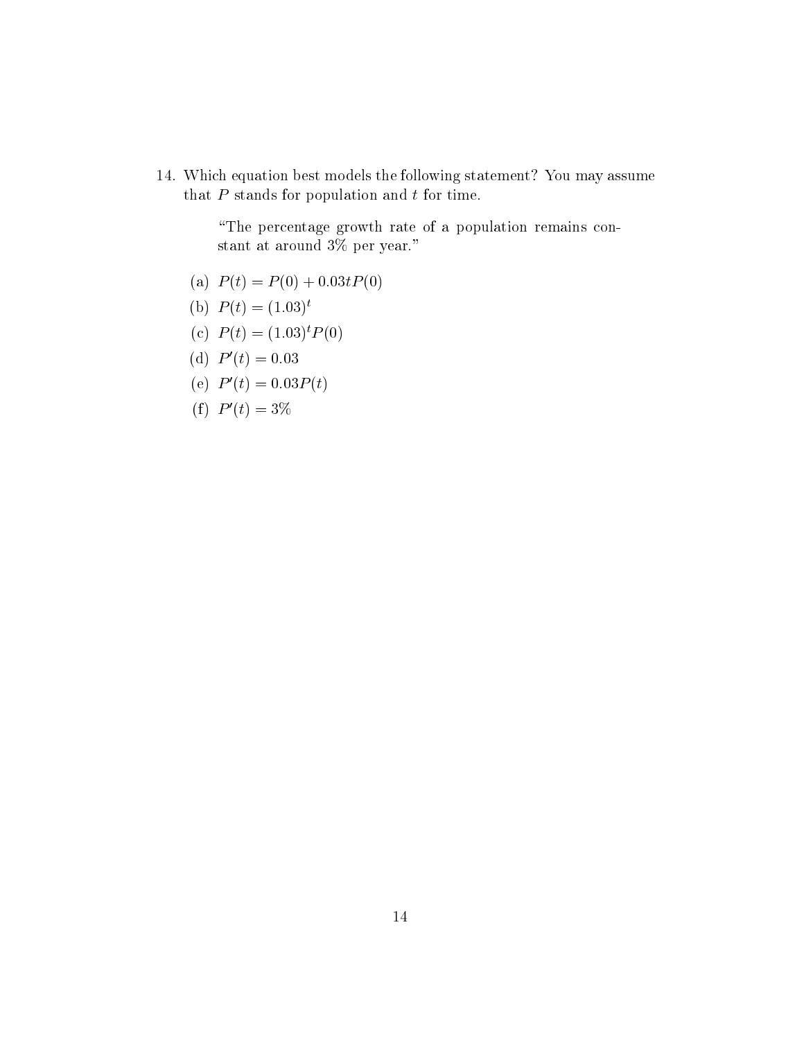14. Which equation best models the following statement? You may assume that $P$ stands for population and $t$ for time.

    > "The percentage growth rate of a population remains constant at around 3% per year."

    (a) $P(t) = P(0) + 0.03tP(0)$

    (b) $P(t) = (1.03)^t$

    (c) $P(t) = (1.03)^t P(0)$

    (d) $P'(t) = 0.03$

    (e) $P'(t) = 0.03P(t)$

    (f) $P'(t) = 3\%$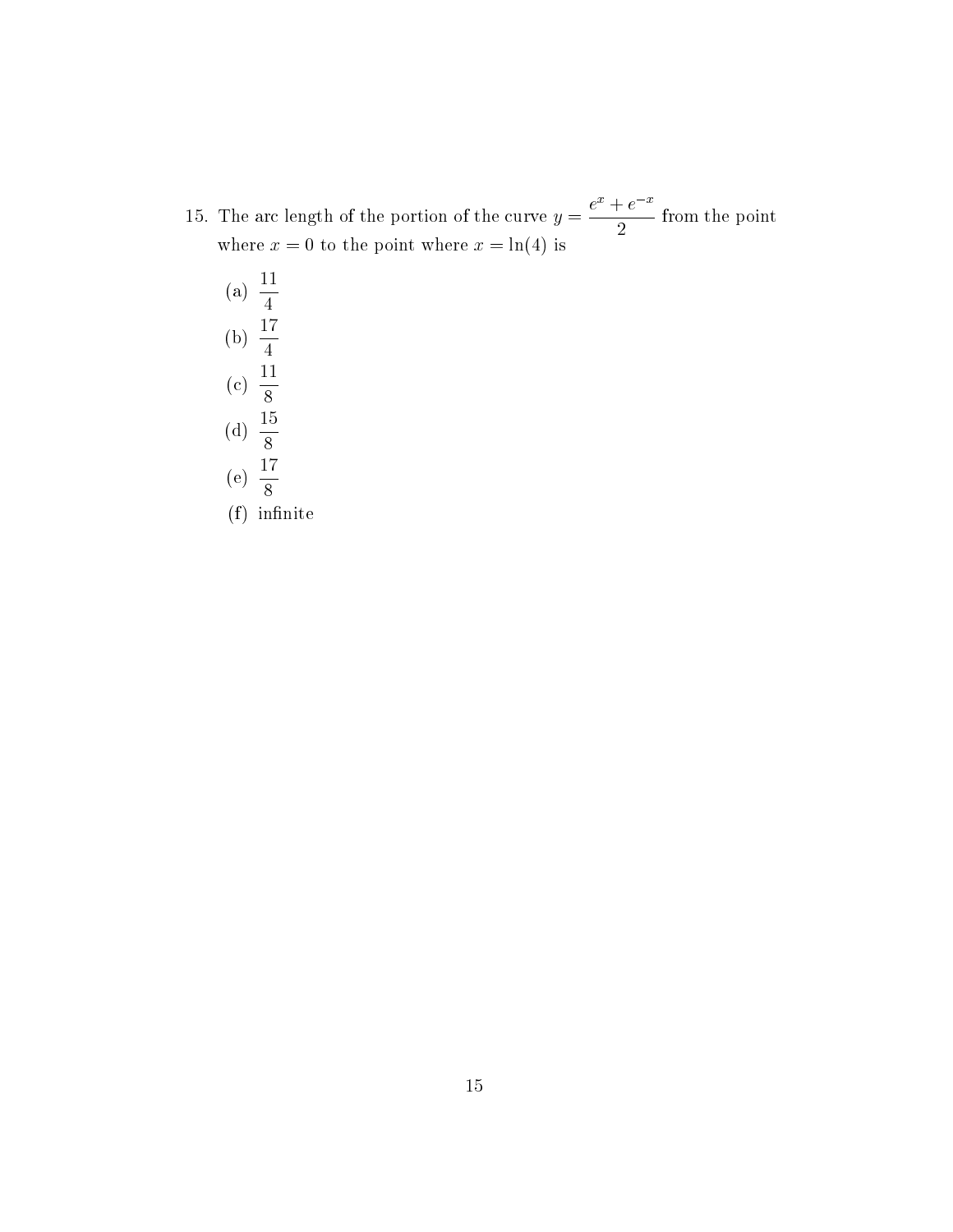15. The arc length of the portion of the curve $y = \frac{e^x + e^{-x}}{2}$ from the point where $x = 0$ to the point where $x = \ln(4)$ is

   (a) $\frac{11}{4}$

   (b) $\frac{17}{4}$

   (c) $\frac{11}{8}$

   (d) $\frac{15}{8}$

   (e) $\frac{17}{8}$

   (f) infinite